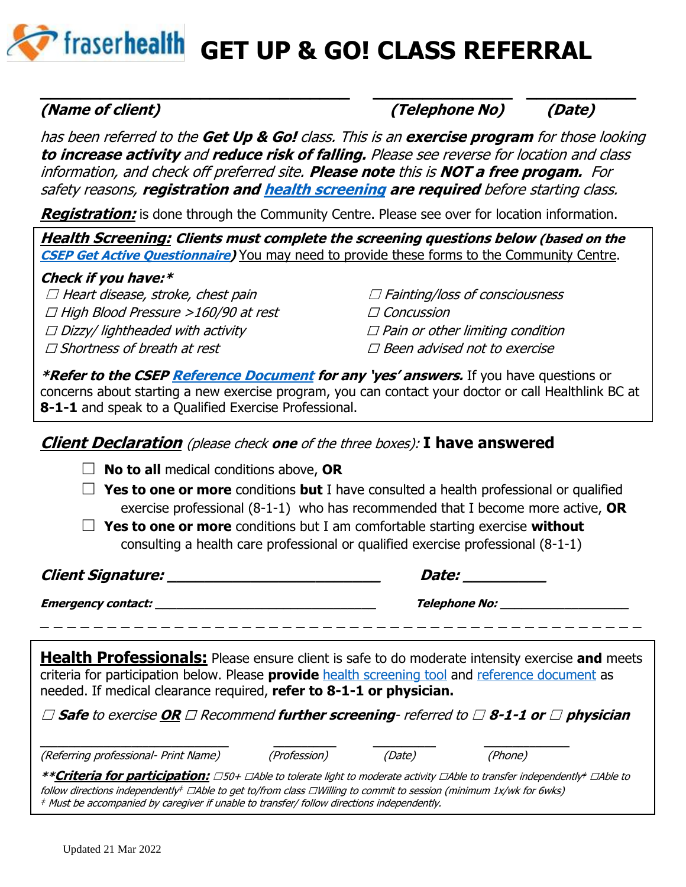# fraserhealth GET UP & GO! CLASS REFERRAL

_________________________________ _______________ ____________

***(Name of client)*** ***(Telephone No)*** ***(Date)***

*has been referred to the **Get Up & Go!** class. This is an **exercise program** for those looking **to increase activity** and **reduce risk of falling.** Please see reverse for location and class information, and check off preferred site. **Please note** this is **NOT a free progam.** For safety reasons, **registration and health screening are required** before starting class.*

***Registration:*** is done through the Community Centre. Please see over for location information.

***Health Screening:*** ***Clients must complete the screening questions below (based on the CSEP Get Active Questionnaire)*** You may need to provide these forms to the Community Centre.

***Check if you have:****

- ☐ *Heart disease, stroke, chest pain*
- ☐ *High Blood Pressure >160/90 at rest*
- ☐ *Dizzy/ lightheaded with activity*
- ☐ *Shortness of breath at rest*
- ☐ *Fainting/loss of consciousness*
- ☐ *Concussion*
- ☐ *Pain or other limiting condition*
- ☐ *Been advised not to exercise*

***\*Refer to the CSEP Reference Document for any 'yes' answers.*** If you have questions or concerns about starting a new exercise program, you can contact your doctor or call Healthlink BC at **8-1-1** and speak to a Qualified Exercise Professional.

***Client Declaration*** *(please check **one** of the three boxes):* **I have answered**

- ☐ **No to all** medical conditions above, **OR**
- ☐ **Yes to one or more** conditions **but** I have consulted a health professional or qualified exercise professional (8-1-1) who has recommended that I become more active, **OR**
- ☐ **Yes to one or more** conditions but I am comfortable starting exercise **without** consulting a health care professional or qualified exercise professional (8-1-1)

***Client Signature:*** _________________________ ***Date:*** __________

***Emergency contact:*** _______________________________ ***Telephone No:*** __________________

---

**Health Professionals:** Please ensure client is safe to do moderate intensity exercise **and** meets criteria for participation below. Please **provide** health screening tool and reference document as needed. If medical clearance required, **refer to 8-1-1 or physician.**

☐ ***Safe*** *to exercise* ***OR*** ☐ *Recommend* ***further screening****- referred to* ☐ ***8-1-1 or*** ☐ ***physician***

_________________________ __________ __________ ____________

*(Referring professional- Print Name)* *(Profession)* *(Date)* *(Phone)*

*\*\***Criteria for participation:*** ☐50+ ☐Able to tolerate light to moderate activity ☐Able to transfer independently‡ ☐Able to follow directions independently‡ ☐Able to get to/from class ☐Willing to commit to session (minimum 1x/wk for 6wks)*

*‡ Must be accompanied by caregiver if unable to transfer/ follow directions independently.*

Updated 21 Mar 2022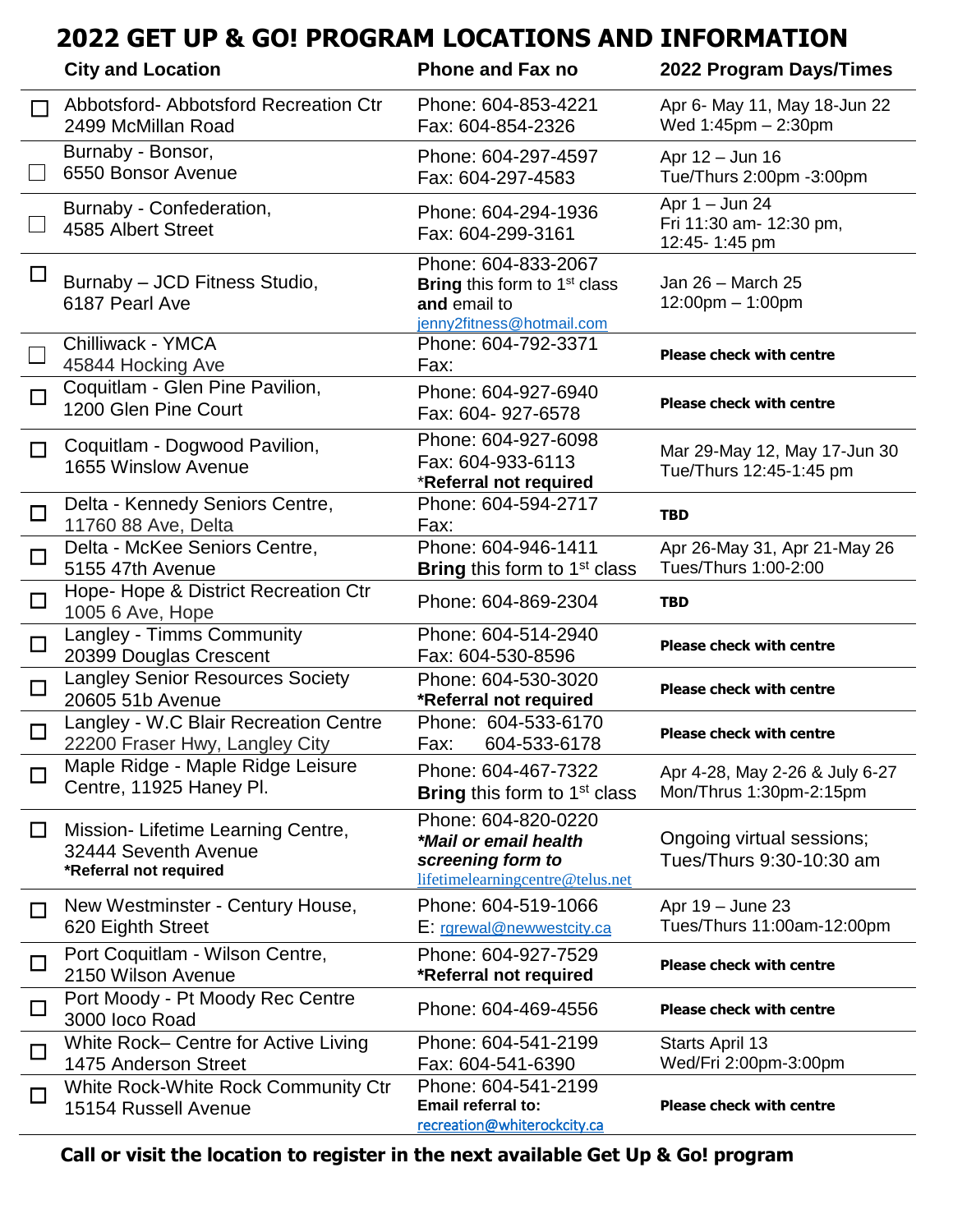# 2022 GET UP & GO! PROGRAM LOCATIONS AND INFORMATION

| | City and Location | Phone and Fax no | 2022 Program Days/Times |
|---|---|---|---|
| ☐ | Abbotsford- Abbotsford Recreation Ctr<br>2499 McMillan Road | Phone: 604-853-4221<br>Fax: 604-854-2326 | Apr 6- May 11, May 18-Jun 22<br>Wed 1:45pm – 2:30pm |
| ☐ | Burnaby - Bonsor,<br>6550 Bonsor Avenue | Phone: 604-297-4597<br>Fax: 604-297-4583 | Apr 12 – Jun 16<br>Tue/Thurs 2:00pm -3:00pm |
| ☐ | Burnaby - Confederation,<br>4585 Albert Street | Phone: 604-294-1936<br>Fax: 604-299-3161 | Apr 1 – Jun 24<br>Fri 11:30 am- 12:30 pm,<br>12:45- 1:45 pm |
| ☐ | Burnaby – JCD Fitness Studio,<br>6187 Pearl Ave | Phone: 604-833-2067<br>**Bring** this form to 1st class **and** email to<br>jenny2fitness@hotmail.com | Jan 26 – March 25<br>12:00pm – 1:00pm |
| ☐ | Chilliwack - YMCA<br>45844 Hocking Ave | Phone: 604-792-3371<br>Fax: | **Please check with centre** |
| ☐ | Coquitlam - Glen Pine Pavilion,<br>1200 Glen Pine Court | Phone: 604-927-6940<br>Fax: 604- 927-6578 | **Please check with centre** |
| ☐ | Coquitlam - Dogwood Pavilion,<br>1655 Winslow Avenue | Phone: 604-927-6098<br>Fax: 604-933-6113<br>*__Referral not required__ | Mar 29-May 12, May 17-Jun 30<br>Tue/Thurs 12:45-1:45 pm |
| ☐ | Delta - Kennedy Seniors Centre,<br>11760 88 Ave, Delta | Phone: 604-594-2717<br>Fax: | **TBD** |
| ☐ | Delta - McKee Seniors Centre,<br>5155 47th Avenue | Phone: 604-946-1411<br>**Bring** this form to 1st class | Apr 26-May 31, Apr 21-May 26<br>Tues/Thurs 1:00-2:00 |
| ☐ | Hope- Hope & District Recreation Ctr<br>1005 6 Ave, Hope | Phone: 604-869-2304 | **TBD** |
| ☐ | Langley - Timms Community<br>20399 Douglas Crescent | Phone: 604-514-2940<br>Fax: 604-530-8596 | **Please check with centre** |
| ☐ | Langley Senior Resources Society<br>20605 51b Avenue | Phone: 604-530-3020<br>**\*Referral not required** | **Please check with centre** |
| ☐ | Langley - W.C Blair Recreation Centre<br>22200 Fraser Hwy, Langley City | Phone: 604-533-6170<br>Fax: 604-533-6178 | **Please check with centre** |
| ☐ | Maple Ridge - Maple Ridge Leisure Centre, 11925 Haney Pl. | Phone: 604-467-7322<br>**Bring** this form to 1st class | Apr 4-28, May 2-26 & July 6-27<br>Mon/Thrus 1:30pm-2:15pm |
| ☐ | Mission- Lifetime Learning Centre,<br>32444 Seventh Avenue<br>**\*Referral not required** | Phone: 604-820-0220<br>***\*Mail or email health screening form to***<br>lifetimelearningcentre@telus.net | Ongoing virtual sessions;<br>Tues/Thurs 9:30-10:30 am |
| ☐ | New Westminster - Century House,<br>620 Eighth Street | Phone: 604-519-1066<br>E: rgrewal@newwestcity.ca | Apr 19 – June 23<br>Tues/Thurs 11:00am-12:00pm |
| ☐ | Port Coquitlam - Wilson Centre,<br>2150 Wilson Avenue | Phone: 604-927-7529<br>**\*Referral not required** | **Please check with centre** |
| ☐ | Port Moody - Pt Moody Rec Centre<br>3000 Ioco Road | Phone: 604-469-4556 | **Please check with centre** |
| ☐ | White Rock– Centre for Active Living<br>1475 Anderson Street | Phone: 604-541-2199<br>Fax: 604-541-6390 | Starts April 13<br>Wed/Fri 2:00pm-3:00pm |
| ☐ | White Rock-White Rock Community Ctr<br>15154 Russell Avenue | Phone: 604-541-2199<br>**Email referral to:**<br>recreation@whiterockcity.ca | **Please check with centre** |

**Call or visit the location to register in the next available Get Up & Go! program**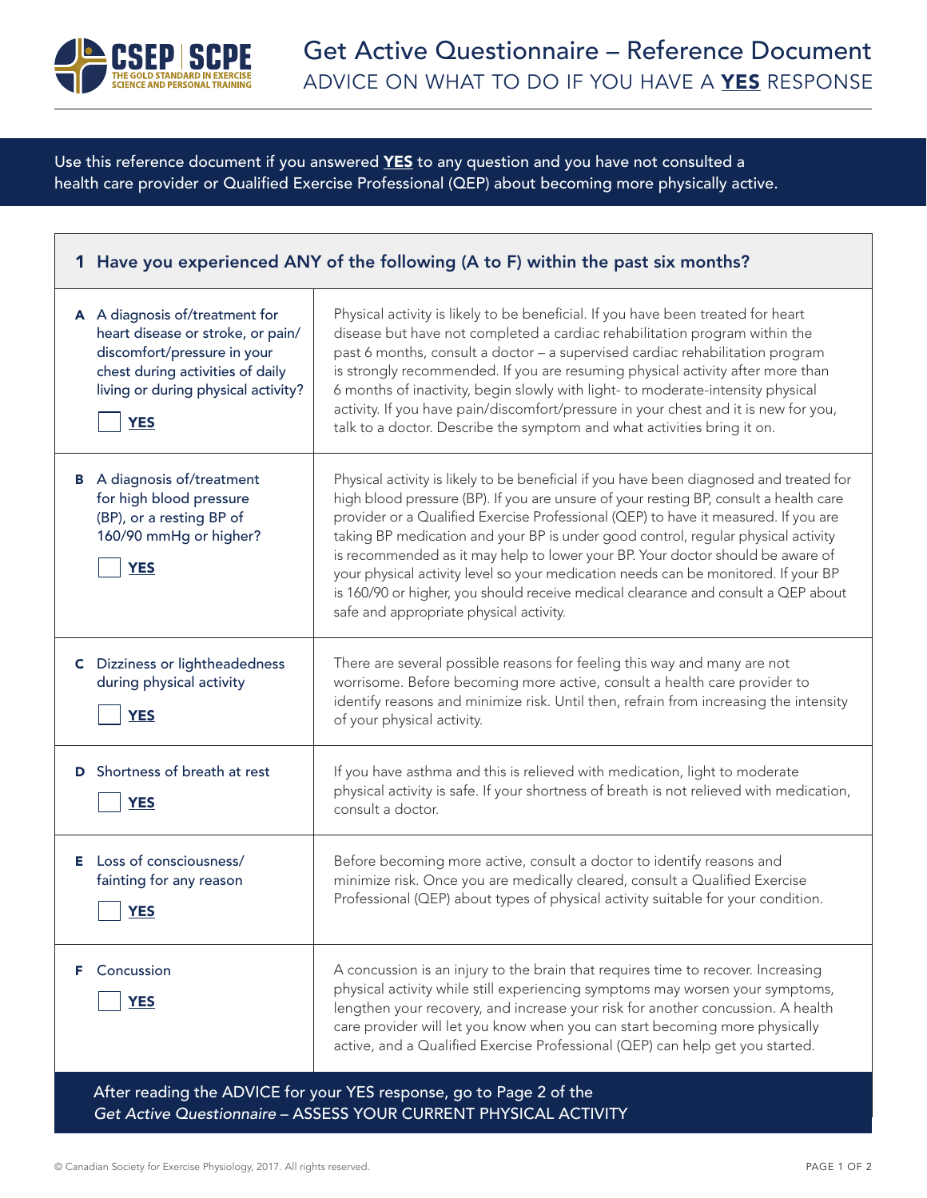# Get Active Questionnaire – Reference Document

## ADVICE ON WHAT TO DO IF YOU HAVE A **YES** RESPONSE

Use this reference document if you answered **YES** to any question and you have not consulted a health care provider or Qualified Exercise Professional (QEP) about becoming more physically active.

| **1 Have you experienced ANY of the following (A to F) within the past six months?** | |
|---|---|
| **A** A diagnosis of/treatment for heart disease or stroke, or pain/ discomfort/pressure in your chest during activities of daily living or during physical activity? ☐ **YES** | Physical activity is likely to be beneficial. If you have been treated for heart disease but have not completed a cardiac rehabilitation program within the past 6 months, consult a doctor – a supervised cardiac rehabilitation program is strongly recommended. If you are resuming physical activity after more than 6 months of inactivity, begin slowly with light- to moderate-intensity physical activity. If you have pain/discomfort/pressure in your chest and it is new for you, talk to a doctor. Describe the symptom and what activities bring it on. |
| **B** A diagnosis of/treatment for high blood pressure (BP), or a resting BP of 160/90 mmHg or higher? ☐ **YES** | Physical activity is likely to be beneficial if you have been diagnosed and treated for high blood pressure (BP). If you are unsure of your resting BP, consult a health care provider or a Qualified Exercise Professional (QEP) to have it measured. If you are taking BP medication and your BP is under good control, regular physical activity is recommended as it may help to lower your BP. Your doctor should be aware of your physical activity level so your medication needs can be monitored. If your BP is 160/90 or higher, you should receive medical clearance and consult a QEP about safe and appropriate physical activity. |
| **C** Dizziness or lightheadedness during physical activity ☐ **YES** | There are several possible reasons for feeling this way and many are not worrisome. Before becoming more active, consult a health care provider to identify reasons and minimize risk. Until then, refrain from increasing the intensity of your physical activity. |
| **D** Shortness of breath at rest ☐ **YES** | If you have asthma and this is relieved with medication, light to moderate physical activity is safe. If your shortness of breath is not relieved with medication, consult a doctor. |
| **E** Loss of consciousness/ fainting for any reason ☐ **YES** | Before becoming more active, consult a doctor to identify reasons and minimize risk. Once you are medically cleared, consult a Qualified Exercise Professional (QEP) about types of physical activity suitable for your condition. |
| **F** Concussion ☐ **YES** | A concussion is an injury to the brain that requires time to recover. Increasing physical activity while still experiencing symptoms may worsen your symptoms, lengthen your recovery, and increase your risk for another concussion. A health care provider will let you know when you can start becoming more physically active, and a Qualified Exercise Professional (QEP) can help get you started. |

After reading the ADVICE for your YES response, go to Page 2 of the *Get Active Questionnaire* – ASSESS YOUR CURRENT PHYSICAL ACTIVITY

© Canadian Society for Exercise Physiology, 2017. All rights reserved.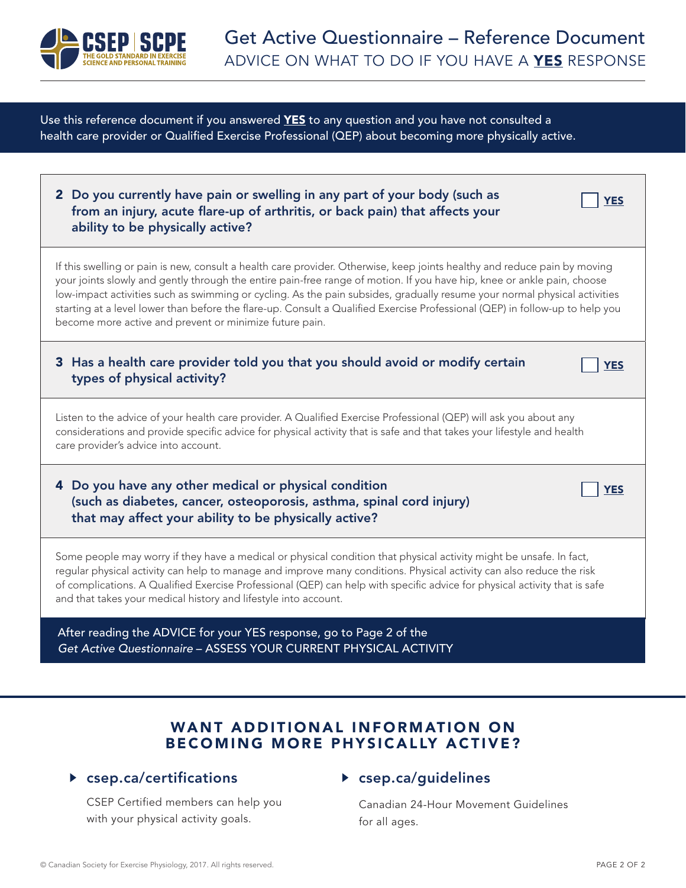# Get Active Questionnaire – Reference Document

## ADVICE ON WHAT TO DO IF YOU HAVE A **YES** RESPONSE

Use this reference document if you answered **YES** to any question and you have not consulted a health care provider or Qualified Exercise Professional (QEP) about becoming more physically active.

**2 Do you currently have pain or swelling in any part of your body (such as from an injury, acute flare-up of arthritis, or back pain) that affects your ability to be physically active?** ☐ **YES**

If this swelling or pain is new, consult a health care provider. Otherwise, keep joints healthy and reduce pain by moving your joints slowly and gently through the entire pain-free range of motion. If you have hip, knee or ankle pain, choose low-impact activities such as swimming or cycling. As the pain subsides, gradually resume your normal physical activities starting at a level lower than before the flare-up. Consult a Qualified Exercise Professional (QEP) in follow-up to help you become more active and prevent or minimize future pain.

**3 Has a health care provider told you that you should avoid or modify certain types of physical activity?** ☐ **YES**

Listen to the advice of your health care provider. A Qualified Exercise Professional (QEP) will ask you about any considerations and provide specific advice for physical activity that is safe and that takes your lifestyle and health care provider's advice into account.

**4 Do you have any other medical or physical condition (such as diabetes, cancer, osteoporosis, asthma, spinal cord injury) that may affect your ability to be physically active?** ☐ **YES**

Some people may worry if they have a medical or physical condition that physical activity might be unsafe. In fact, regular physical activity can help to manage and improve many conditions. Physical activity can also reduce the risk of complications. A Qualified Exercise Professional (QEP) can help with specific advice for physical activity that is safe and that takes your medical history and lifestyle into account.

After reading the ADVICE for your YES response, go to Page 2 of the *Get Active Questionnaire* – ASSESS YOUR CURRENT PHYSICAL ACTIVITY

## WANT ADDITIONAL INFORMATION ON BECOMING MORE PHYSICALLY ACTIVE?

- **csep.ca/certifications**
  CSEP Certified members can help you with your physical activity goals.
- **csep.ca/guidelines**
  Canadian 24-Hour Movement Guidelines for all ages.

© Canadian Society for Exercise Physiology, 2017. All rights reserved.